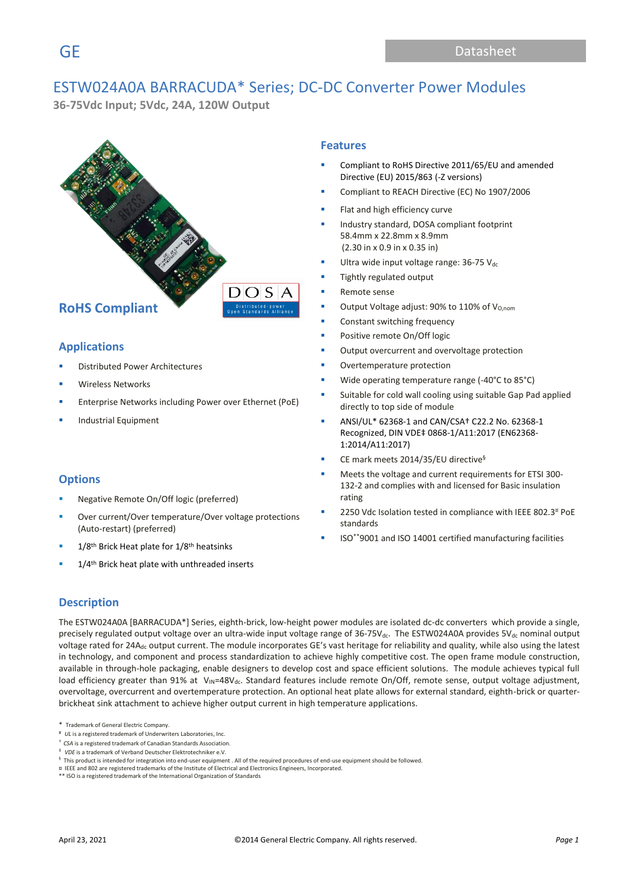GE

Datasheet

# ESTW024A0A BARRACUDA* Series; DC-DC Converter Power Modules

**36-75Vdc Input; 5Vdc, 24A, 120W Output**

## RoHS Compliant

## Applications

- Distributed Power Architectures
- Wireless Networks
- Enterprise Networks including Power over Ethernet (PoE)
- Industrial Equipment

## Options

- Negative Remote On/Off logic (preferred)
- Over current/Over temperature/Over voltage protections (Auto-restart) (preferred)
- 1/8th Brick Heat plate for 1/8th heatsinks
- 1/4th Brick heat plate with unthreaded inserts

## Features

- Compliant to RoHS Directive 2011/65/EU and amended Directive (EU) 2015/863 (-Z versions)
- Compliant to REACH Directive (EC) No 1907/2006
- Flat and high efficiency curve
- Industry standard, DOSA compliant footprint 58.4mm x 22.8mm x 8.9mm (2.30 in x 0.9 in x 0.35 in)
- Ultra wide input voltage range: 36-75 $V_{dc}$
- Tightly regulated output
- Remote sense
- Output Voltage adjust: 90% to 110% of $V_{O,nom}$
- Constant switching frequency
- Positive remote On/Off logic
- Output overcurrent and overvoltage protection
- Overtemperature protection
- Wide operating temperature range (-40°C to 85°C)
- Suitable for cold wall cooling using suitable Gap Pad applied directly to top side of module
- ANSI/UL* 62368-1 and CAN/CSA† C22.2 No. 62368-1 Recognized, DIN VDE‡ 0868-1/A11:2017 (EN62368-1:2014/A11:2017)
- CE mark meets 2014/35/EU directive§
- Meets the voltage and current requirements for ETSI 300-132-2 and complies with and licensed for Basic insulation rating
- 2250 Vdc Isolation tested in compliance with IEEE 802.3¤ PoE standards
- ISO**9001 and ISO 14001 certified manufacturing facilities

## Description

The ESTW024A0A [BARRACUDA*] Series, eighth-brick, low-height power modules are isolated dc-dc converters which provide a single, precisely regulated output voltage over an ultra-wide input voltage range of 36-75$V_{dc}$. The ESTW024A0A provides 5$V_{dc}$ nominal output voltage rated for 24$A_{dc}$ output current. The module incorporates GE's vast heritage for reliability and quality, while also using the latest in technology, and component and process standardization to achieve highly competitive cost. The open frame module construction, available in through-hole packaging, enable designers to develop cost and space efficient solutions. The module achieves typical full load efficiency greater than 91% at $V_{IN}$=48$V_{dc}$. Standard features include remote On/Off, remote sense, output voltage adjustment, overvoltage, overcurrent and overtemperature protection. An optional heat plate allows for external standard, eighth-brick or quarter-brickheat sink attachment to achieve higher output current in high temperature applications.

\* Trademark of General Electric Company.
\# *UL* is a registered trademark of Underwriters Laboratories, Inc.
† *CSA* is a registered trademark of Canadian Standards Association.
‡ *VDE* is a trademark of Verband Deutscher Elektrotechniker e.V.
§ This product is intended for integration into end-user equipment . All of the required procedures of end-use equipment should be followed.
¤ IEEE and 802 are registered trademarks of the Institute of Electrical and Electronics Engineers, Incorporated.
** ISO is a registered trademark of the International Organization of Standards

April 23, 2021 ©2014 General Electric Company. All rights reserved.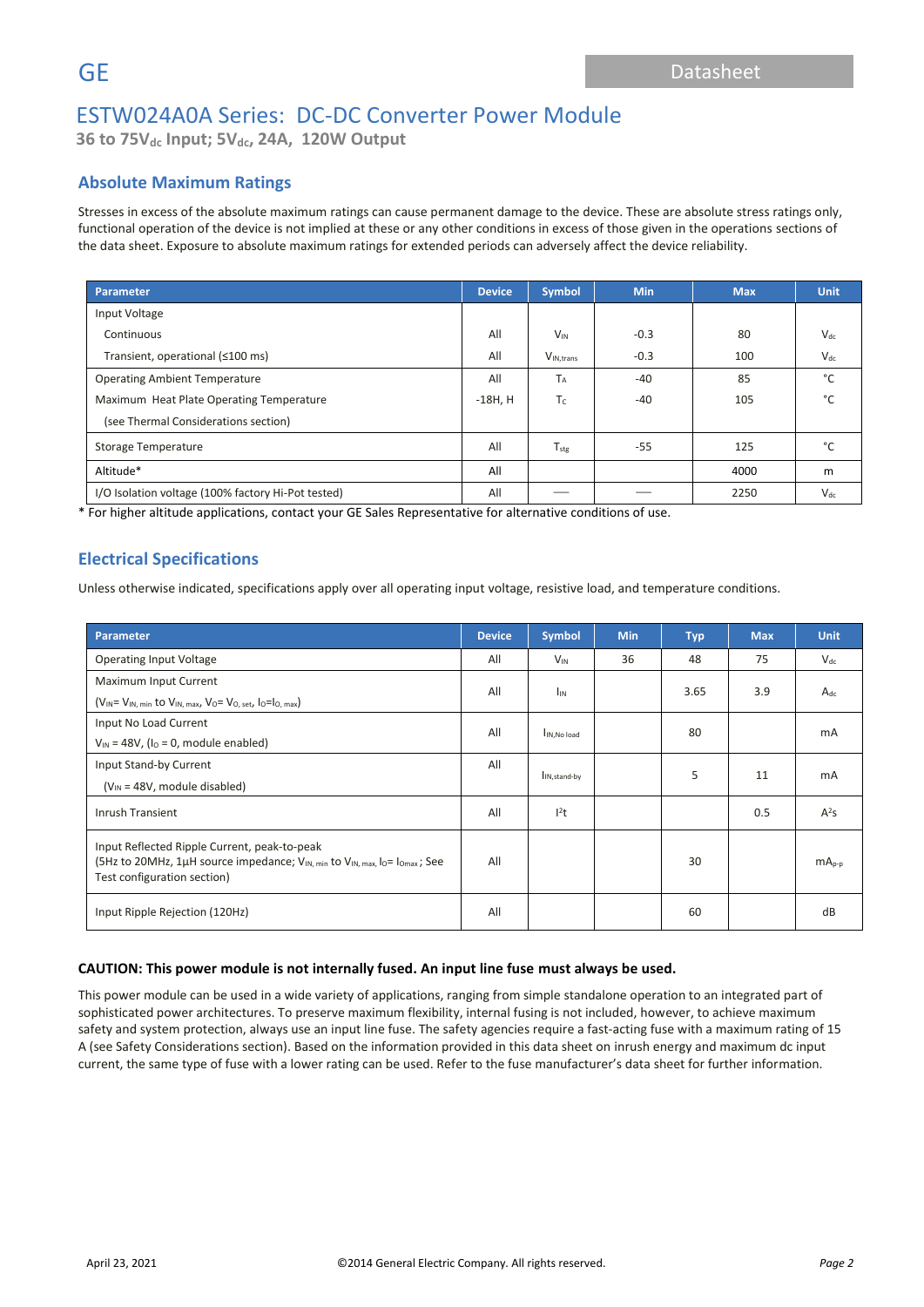# ESTW024A0A Series: DC-DC Converter Power Module

**36 to 75$V_{dc}$ Input; 5$V_{dc}$, 24A, 120W Output**

## Absolute Maximum Ratings

Stresses in excess of the absolute maximum ratings can cause permanent damage to the device. These are absolute stress ratings only, functional operation of the device is not implied at these or any other conditions in excess of those given in the operations sections of the data sheet. Exposure to absolute maximum ratings for extended periods can adversely affect the device reliability.

| Parameter | Device | Symbol | Min | Max | Unit |
|---|---|---|---|---|---|
| Input Voltage | | | | | |
| Continuous | All | $V_{IN}$ | -0.3 | 80 | $V_{dc}$ |
| Transient, operational (≤100 ms) | All | $V_{IN,trans}$ | -0.3 | 100 | $V_{dc}$ |
| Operating Ambient Temperature | All | $T_A$ | -40 | 85 | °C |
| Maximum Heat Plate Operating Temperature (see Thermal Considerations section) | -18H, H | $T_C$ | -40 | 105 | °C |
| Storage Temperature | All | $T_{stg}$ | -55 | 125 | °C |
| Altitude* | All | | | 4000 | m |
| I/O Isolation voltage (100% factory Hi-Pot tested) | All | — | — | 2250 | $V_{dc}$ |

* For higher altitude applications, contact your GE Sales Representative for alternative conditions of use.

## Electrical Specifications

Unless otherwise indicated, specifications apply over all operating input voltage, resistive load, and temperature conditions.

| Parameter | Device | Symbol | Min | Typ | Max | Unit |
|---|---|---|---|---|---|---|
| Operating Input Voltage | All | $V_{IN}$ | 36 | 48 | 75 | $V_{dc}$ |
| Maximum Input Current ($V_{IN}$= $V_{IN, min}$ to $V_{IN, max}$, $V_O$= $V_{O, set}$, $I_O$=$I_{O, max}$) | All | $I_{IN}$ | | 3.65 | 3.9 | $A_{dc}$ |
| Input No Load Current $V_{IN}$ = 48V, ($I_O$ = 0, module enabled) | All | $I_{IN,No load}$ | | 80 | | mA |
| Input Stand-by Current ($V_{IN}$ = 48V, module disabled) | All | $I_{IN,stand-by}$ | | 5 | 11 | mA |
| Inrush Transient | All | $I^2t$ | | | 0.5 | $A^2s$ |
| Input Reflected Ripple Current, peak-to-peak (5Hz to 20MHz, 1μH source impedance; $V_{IN, min}$ to $V_{IN, max}$, $I_O$= $I_{Omax}$ ; See Test configuration section) | All | | | 30 | | $mA_{p-p}$ |
| Input Ripple Rejection (120Hz) | All | | | 60 | | dB |

**CAUTION: This power module is not internally fused. An input line fuse must always be used.**

This power module can be used in a wide variety of applications, ranging from simple standalone operation to an integrated part of sophisticated power architectures. To preserve maximum flexibility, internal fusing is not included, however, to achieve maximum safety and system protection, always use an input line fuse. The safety agencies require a fast-acting fuse with a maximum rating of 15 A (see Safety Considerations section). Based on the information provided in this data sheet on inrush energy and maximum dc input current, the same type of fuse with a lower rating can be used. Refer to the fuse manufacturer's data sheet for further information.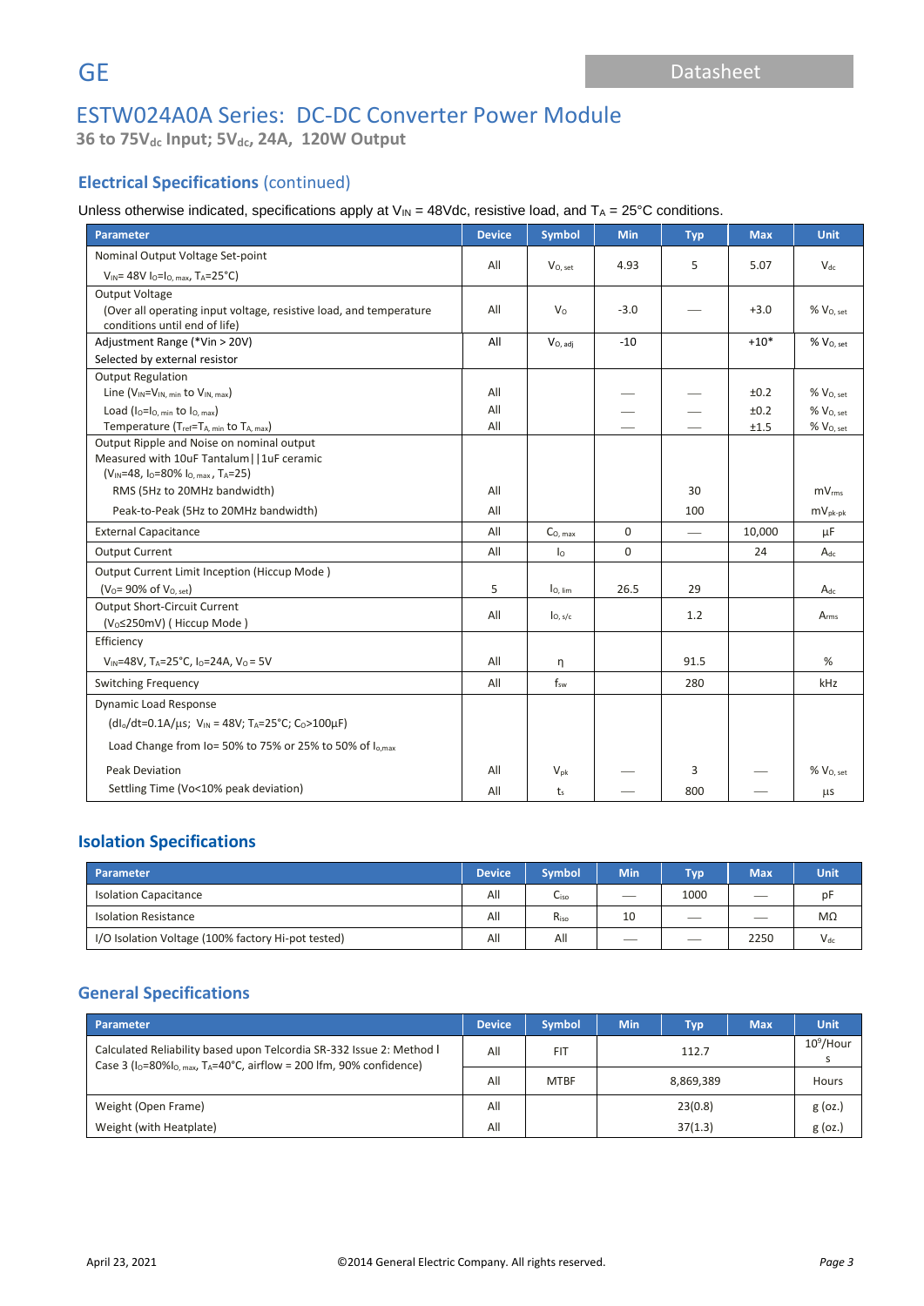# ESTW024A0A Series: DC-DC Converter Power Module

**36 to 75V$_{dc}$ Input; 5V$_{dc}$, 24A, 120W Output**

## Electrical Specifications (continued)

Unless otherwise indicated, specifications apply at $V_{IN}$ = 48Vdc, resistive load, and $T_A$ = 25°C conditions.

| Parameter | Device | Symbol | Min | Typ | Max | Unit |
|---|---|---|---|---|---|---|
| Nominal Output Voltage Set-point $V_{IN}$= 48V $I_O$=$I_{O,\ max}$, $T_A$=25°C) | All | $V_{O,\ set}$ | 4.93 | 5 | 5.07 | $V_{dc}$ |
| Output Voltage (Over all operating input voltage, resistive load, and temperature conditions until end of life) | All | $V_O$ | -3.0 | — | +3.0 | % $V_{O,\ set}$ |
| Adjustment Range (*Vin > 20V) Selected by external resistor | All | $V_{O,\ adj}$ | -10 | | +10* | % $V_{O,\ set}$ |
| Output Regulation | | | | | | |
| Line ($V_{IN}$=$V_{IN,\ min}$ to $V_{IN,\ max}$) | All | | — | — | ±0.2 | % $V_{O,\ set}$ |
| Load ($I_O$=$I_{O,\ min}$ to $I_{O,\ max}$) | All | | — | — | ±0.2 | % $V_{O,\ set}$ |
| Temperature ($T_{ref}$=$T_{A,\ min}$ to $T_{A,\ max}$) | All | | — | — | ±1.5 | % $V_{O,\ set}$ |
| Output Ripple and Noise on nominal output Measured with 10uF Tantalum\|\|1uF ceramic ($V_{IN}$=48, $I_O$=80% $I_{O,\ max}$, $T_A$=25) | | | | | | |
| RMS (5Hz to 20MHz bandwidth) | All | | | 30 | | $mV_{rms}$ |
| Peak-to-Peak (5Hz to 20MHz bandwidth) | All | | | 100 | | $mV_{pk-pk}$ |
| External Capacitance | All | $C_{O,\ max}$ | 0 | — | 10,000 | μF |
| Output Current | All | $I_O$ | 0 | | 24 | $A_{dc}$ |
| Output Current Limit Inception (Hiccup Mode ) ($V_O$= 90% of $V_{O,\ set}$) | 5 | $I_{O,\ lim}$ | 26.5 | 29 | | $A_{dc}$ |
| Output Short-Circuit Current ($V_O$≤250mV) ( Hiccup Mode ) | All | $I_{O,\ s/c}$ | | 1.2 | | $A_{rms}$ |
| Efficiency $V_{IN}$=48V, $T_A$=25°C, $I_O$=24A, $V_O$ = 5V | All | η | | 91.5 | | % |
| Switching Frequency | All | $f_{sw}$ | | 280 | | kHz |
| Dynamic Load Response ($dI_o/dt$=0.1A/μs; $V_{IN}$ = 48V; $T_A$=25°C; $C_O$>100μF) Load Change from Io= 50% to 75% or 25% to 50% of $I_{o,max}$ | | | | | | |
| Peak Deviation | All | $V_{pk}$ | — | 3 | — | % $V_{O,\ set}$ |
| Settling Time (Vo<10% peak deviation) | All | $t_s$ | — | 800 | — | μs |

## Isolation Specifications

| Parameter | Device | Symbol | Min | Typ | Max | Unit |
|---|---|---|---|---|---|---|
| Isolation Capacitance | All | $C_{iso}$ | — | 1000 | — | pF |
| Isolation Resistance | All | $R_{iso}$ | 10 | — | — | MΩ |
| I/O Isolation Voltage (100% factory Hi-pot tested) | All | All | — | — | 2250 | $V_{dc}$ |

## General Specifications

| Parameter | Device | Symbol | Min | Typ | Max | Unit |
|---|---|---|---|---|---|---|
| Calculated Reliability based upon Telcordia SR-332 Issue 2: Method I Case 3 ($I_O$=80%$I_{O,\ max}$, $T_A$=40°C, airflow = 200 lfm, 90% confidence) | All | FIT | | 112.7 | | $10^9$/Hours |
| | All | MTBF | | 8,869,389 | | Hours |
| Weight (Open Frame) | All | | | 23(0.8) | | g (oz.) |
| Weight (with Heatplate) | All | | | 37(1.3) | | g (oz.) |

April 23, 2021 ©2014 General Electric Company. All rights reserved.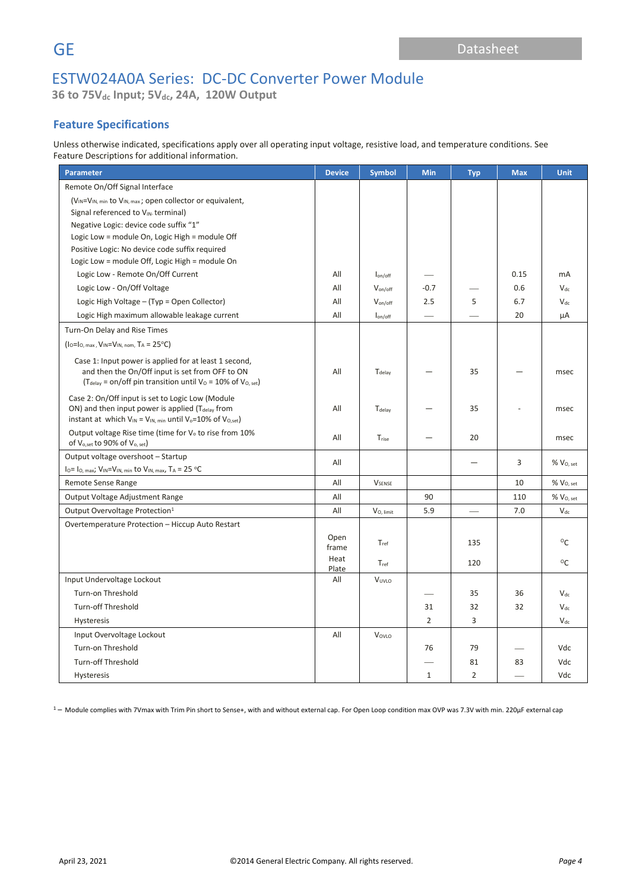# ESTW024A0A Series: DC-DC Converter Power Module

**36 to 75V$_{dc}$ Input; 5V$_{dc}$, 24A, 120W Output**

## Feature Specifications

Unless otherwise indicated, specifications apply over all operating input voltage, resistive load, and temperature conditions. See Feature Descriptions for additional information.

| Parameter | Device | Symbol | Min | Typ | Max | Unit |
|---|---|---|---|---|---|---|
| Remote On/Off Signal Interface | | | | | | |
| ($V_{IN}$=$V_{IN,\,min}$ to $V_{IN,\,max}$ ; open collector or equivalent, Signal referenced to $V_{IN-}$ terminal) | | | | | | |
| Negative Logic: device code suffix “1” | | | | | | |
| Logic Low = module On, Logic High = module Off | | | | | | |
| Positive Logic: No device code suffix required | | | | | | |
| Logic Low = module Off, Logic High = module On | | | | | | |
| Logic Low - Remote On/Off Current | All | $I_{on/off}$ | — | | 0.15 | mA |
| Logic Low - On/Off Voltage | All | $V_{on/off}$ | -0.7 | — | 0.6 | $V_{dc}$ |
| Logic High Voltage – (Typ = Open Collector) | All | $V_{on/off}$ | 2.5 | 5 | 6.7 | $V_{dc}$ |
| Logic High maximum allowable leakage current | All | $I_{on/off}$ | — | — | 20 | μA |
| Turn-On Delay and Rise Times | | | | | | |
| ($I_O$=$I_{O,\,max}$ , $V_{IN}$=$V_{IN,\,nom}$, $T_A$ = 25°C) | | | | | | |
| Case 1: Input power is applied for at least 1 second, and then the On/Off input is set from OFF to ON ($T_{delay}$ = on/off pin transition until $V_O$ = 10% of $V_{O,\,set}$) | All | $T_{delay}$ | — | 35 | — | msec |
| Case 2: On/Off input is set to Logic Low (Module ON) and then input power is applied ($T_{delay}$ from instant at which $V_{IN}$ = $V_{IN,\,min}$ until $V_o$=10% of $V_{O,set}$) | All | $T_{delay}$ | — | 35 | - | msec |
| Output voltage Rise time (time for $V_o$ to rise from 10% of $V_{o,set}$ to 90% of $V_{o,\,set}$) | All | $T_{rise}$ | — | 20 | | msec |
| Output voltage overshoot – Startup $I_O$= $I_{O,\,max}$; $V_{IN}$=$V_{IN,\,min}$ to $V_{IN,\,max}$, $T_A$ = 25 °C | All | | | — | 3 | % $V_{O,\,set}$ |
| Remote Sense Range | All | $V_{SENSE}$ | | | 10 | % $V_{O,\,set}$ |
| Output Voltage Adjustment Range | All | | 90 | | 110 | % $V_{O,\,set}$ |
| Output Overvoltage Protection[1] | All | $V_{O,\,limit}$ | 5.9 | — | 7.0 | $V_{dc}$ |
| Overtemperature Protection – Hiccup Auto Restart | Open frame | $T_{ref}$ | | 135 | | °C |
| | Heat Plate | $T_{ref}$ | | 120 | | °C |
| Input Undervoltage Lockout | All | $V_{UVLO}$ | | | | |
| Turn-on Threshold | | | — | 35 | 36 | $V_{dc}$ |
| Turn-off Threshold | | | 31 | 32 | 32 | $V_{dc}$ |
| Hysteresis | | | 2 | 3 | | $V_{dc}$ |
| Input Overvoltage Lockout | All | $V_{OVLO}$ | | | | |
| Turn-on Threshold | | | 76 | 79 | — | Vdc |
| Turn-off Threshold | | | — | 81 | 83 | Vdc |
| Hysteresis | | | 1 | 2 | — | Vdc |

[1] – Module complies with 7Vmax with Trim Pin short to Sense+, with and without external cap. For Open Loop condition max OVP was 7.3V with min. 220μF external cap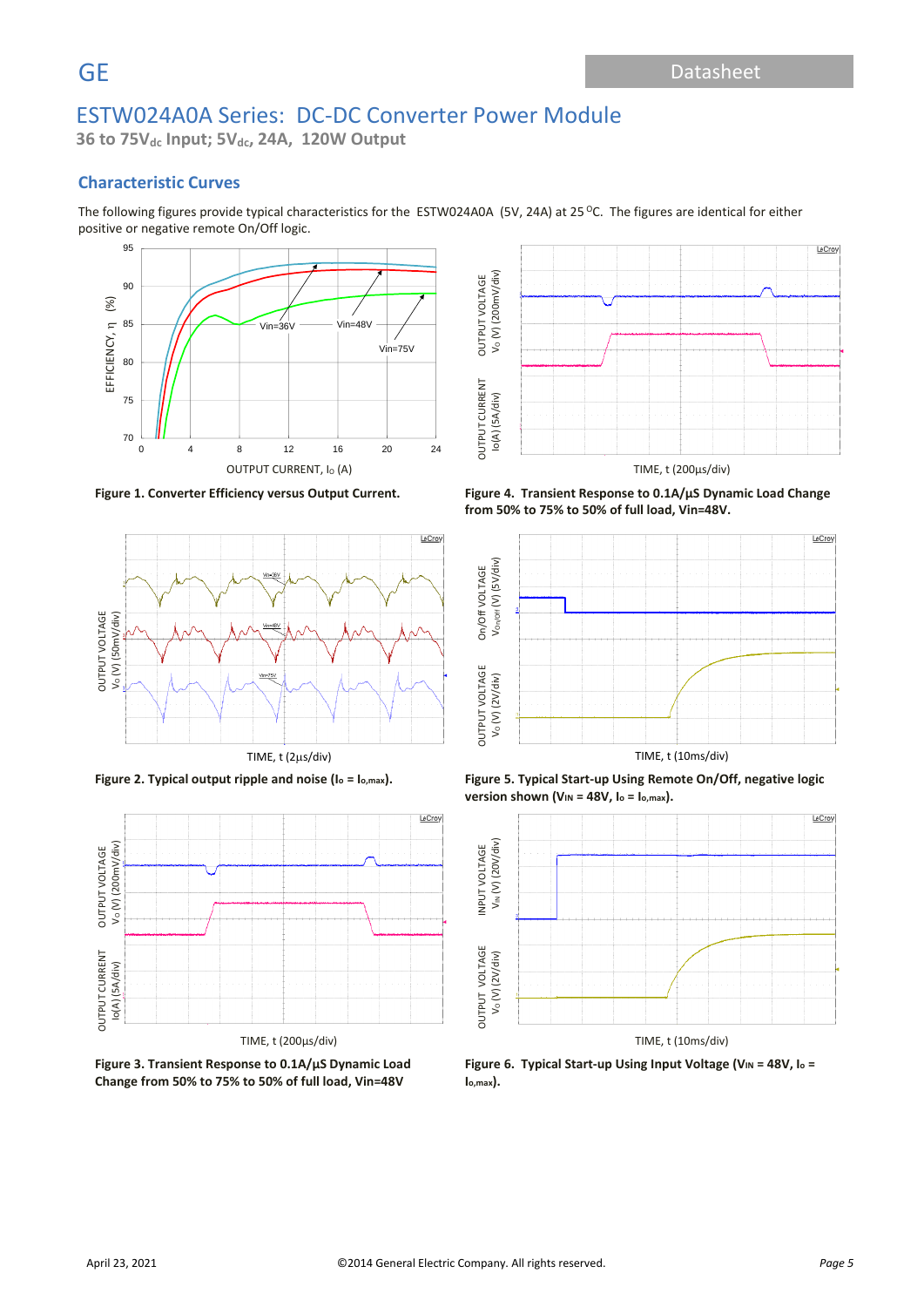## Characteristic Curves

The following figures provide typical characteristics for the ESTW024A0A (5V, 24A) at 25 ºC. The figures are identical for either positive or negative remote On/Off logic.

**Figure 1. Converter Efficiency versus Output Current.**

**Figure 4. Transient Response to 0.1A/µS Dynamic Load Change from 50% to 75% to 50% of full load, Vin=48V.**

**Figure 2. Typical output ripple and noise ($I_o = I_{o,max}$).**

**Figure 5. Typical Start-up Using Remote On/Off, negative logic version shown ($V_{IN}$ = 48V, $I_o = I_{o,max}$).**

**Figure 3. Transient Response to 0.1A/µS Dynamic Load Change from 50% to 75% to 50% of full load, Vin=48V**

**Figure 6. Typical Start-up Using Input Voltage ($V_{IN}$ = 48V, $I_o = I_{o,max}$).**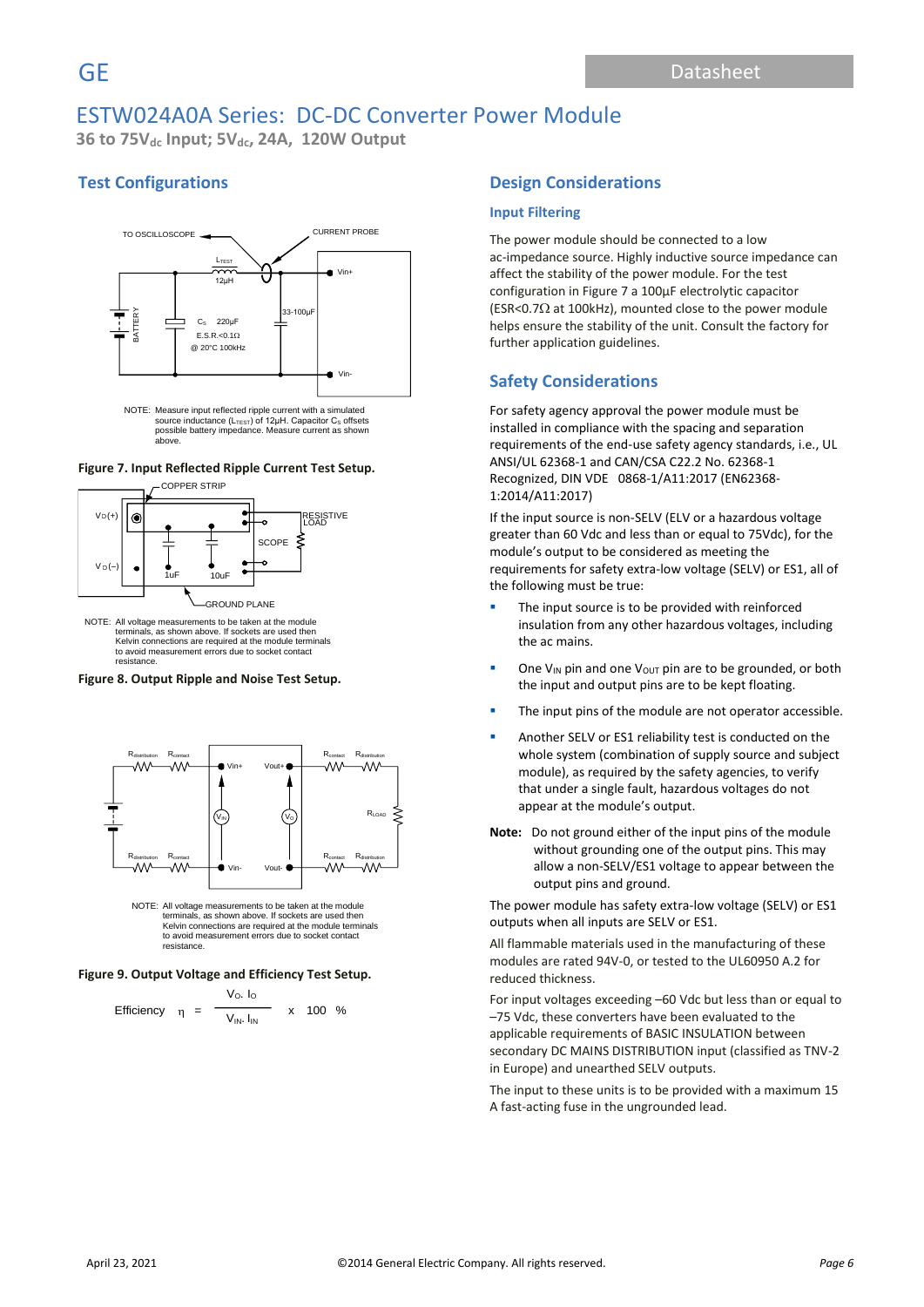# ESTW024A0A Series: DC-DC Converter Power Module

**36 to 75$V_{dc}$ Input; 5$V_{dc}$, 24A, 120W Output**

## Test Configurations

NOTE: Measure input reflected ripple current with a simulated source inductance ($L_{TEST}$) of 12μH. Capacitor $C_S$ offsets possible battery impedance. Measure current as shown above.

**Figure 7. Input Reflected Ripple Current Test Setup.**

NOTE: All voltage measurements to be taken at the module terminals, as shown above. If sockets are used then Kelvin connections are required at the module terminals to avoid measurement errors due to socket contact resistance.

**Figure 8. Output Ripple and Noise Test Setup.**

NOTE: All voltage measurements to be taken at the module terminals, as shown above. If sockets are used then Kelvin connections are required at the module terminals to avoid measurement errors due to socket contact resistance.

**Figure 9. Output Voltage and Efficiency Test Setup.**

$$\text{Efficiency} \quad \eta = \frac{V_O \cdot I_O}{V_{IN} \cdot I_{IN}} \times 100 \ \%$$

## Design Considerations

### Input Filtering

The power module should be connected to a low ac-impedance source. Highly inductive source impedance can affect the stability of the power module. For the test configuration in Figure 7 a 100μF electrolytic capacitor (ESR<0.7Ω at 100kHz), mounted close to the power module helps ensure the stability of the unit. Consult the factory for further application guidelines.

## Safety Considerations

For safety agency approval the power module must be installed in compliance with the spacing and separation requirements of the end-use safety agency standards, i.e., UL ANSI/UL 62368-1 and CAN/CSA C22.2 No. 62368-1 Recognized, DIN VDE 0868-1/A11:2017 (EN62368-1:2014/A11:2017)

If the input source is non-SELV (ELV or a hazardous voltage greater than 60 Vdc and less than or equal to 75Vdc), for the module's output to be considered as meeting the requirements for safety extra-low voltage (SELV) or ES1, all of the following must be true:

- The input source is to be provided with reinforced insulation from any other hazardous voltages, including the ac mains.
- One $V_{IN}$ pin and one $V_{OUT}$ pin are to be grounded, or both the input and output pins are to be kept floating.
- The input pins of the module are not operator accessible.
- Another SELV or ES1 reliability test is conducted on the whole system (combination of supply source and subject module), as required by the safety agencies, to verify that under a single fault, hazardous voltages do not appear at the module's output.

**Note:** Do not ground either of the input pins of the module without grounding one of the output pins. This may allow a non-SELV/ES1 voltage to appear between the output pins and ground.

The power module has safety extra-low voltage (SELV) or ES1 outputs when all inputs are SELV or ES1.

All flammable materials used in the manufacturing of these modules are rated 94V-0, or tested to the UL60950 A.2 for reduced thickness.

For input voltages exceeding –60 Vdc but less than or equal to –75 Vdc, these converters have been evaluated to the applicable requirements of BASIC INSULATION between secondary DC MAINS DISTRIBUTION input (classified as TNV-2 in Europe) and unearthed SELV outputs.

The input to these units is to be provided with a maximum 15 A fast-acting fuse in the ungrounded lead.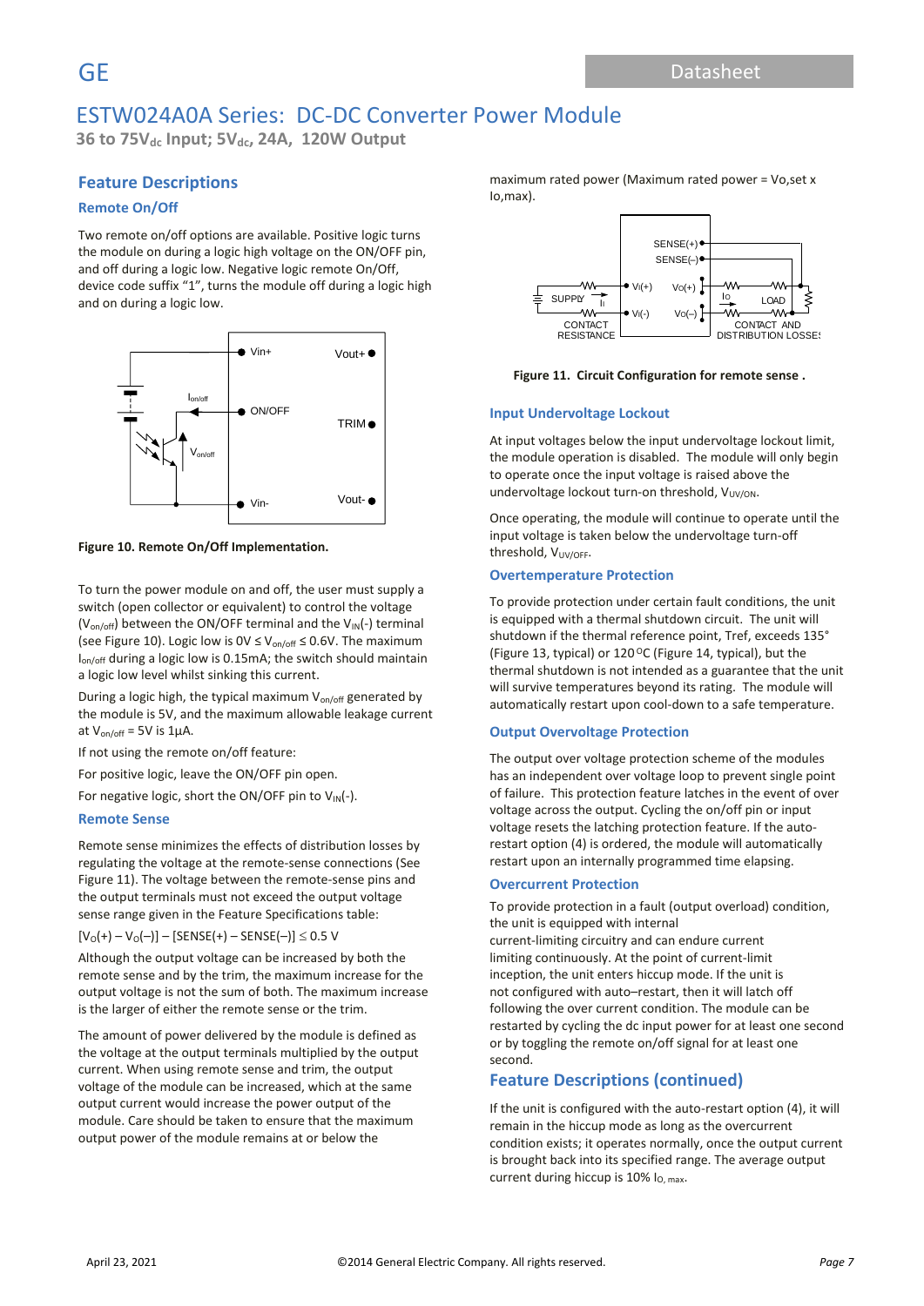## Feature Descriptions

### Remote On/Off

Two remote on/off options are available. Positive logic turns the module on during a logic high voltage on the ON/OFF pin, and off during a logic low. Negative logic remote On/Off, device code suffix "1", turns the module off during a logic high and on during a logic low.

**Figure 10. Remote On/Off Implementation.**

To turn the power module on and off, the user must supply a switch (open collector or equivalent) to control the voltage ($V_{on/off}$) between the ON/OFF terminal and the $V_{IN}$(-) terminal (see Figure 10). Logic low is 0V ≤ $V_{on/off}$ ≤ 0.6V. The maximum $I_{on/off}$ during a logic low is 0.15mA; the switch should maintain a logic low level whilst sinking this current.

During a logic high, the typical maximum $V_{on/off}$ generated by the module is 5V, and the maximum allowable leakage current at $V_{on/off}$ = 5V is 1µA.

If not using the remote on/off feature:

For positive logic, leave the ON/OFF pin open.

For negative logic, short the ON/OFF pin to $V_{IN}$(-).

### Remote Sense

Remote sense minimizes the effects of distribution losses by regulating the voltage at the remote-sense connections (See Figure 11). The voltage between the remote-sense pins and the output terminals must not exceed the output voltage sense range given in the Feature Specifications table:

$$[V_O(+) – V_O(–)] – [SENSE(+) – SENSE(–)] \leq 0.5 \text{ V}$$

Although the output voltage can be increased by both the remote sense and by the trim, the maximum increase for the output voltage is not the sum of both. The maximum increase is the larger of either the remote sense or the trim.

The amount of power delivered by the module is defined as the voltage at the output terminals multiplied by the output current. When using remote sense and trim, the output voltage of the module can be increased, which at the same output current would increase the power output of the module. Care should be taken to ensure that the maximum output power of the module remains at or below the maximum rated power (Maximum rated power = Vo,set x Io,max).

**Figure 11. Circuit Configuration for remote sense .**

### Input Undervoltage Lockout

At input voltages below the input undervoltage lockout limit, the module operation is disabled. The module will only begin to operate once the input voltage is raised above the undervoltage lockout turn-on threshold, $V_{UV/ON}$.

Once operating, the module will continue to operate until the input voltage is taken below the undervoltage turn-off threshold, $V_{UV/OFF}$.

### Overtemperature Protection

To provide protection under certain fault conditions, the unit is equipped with a thermal shutdown circuit. The unit will shutdown if the thermal reference point, Tref, exceeds 135° (Figure 13, typical) or 120°C (Figure 14, typical), but the thermal shutdown is not intended as a guarantee that the unit will survive temperatures beyond its rating. The module will automatically restart upon cool-down to a safe temperature.

### Output Overvoltage Protection

The output over voltage protection scheme of the modules has an independent over voltage loop to prevent single point of failure. This protection feature latches in the event of over voltage across the output. Cycling the on/off pin or input voltage resets the latching protection feature. If the auto-restart option (4) is ordered, the module will automatically restart upon an internally programmed time elapsing.

### Overcurrent Protection

To provide protection in a fault (output overload) condition, the unit is equipped with internal current-limiting circuitry and can endure current limiting continuously. At the point of current-limit inception, the unit enters hiccup mode. If the unit is not configured with auto–restart, then it will latch off following the over current condition. The module can be restarted by cycling the dc input power for at least one second or by toggling the remote on/off signal for at least one second.

## Feature Descriptions (continued)

If the unit is configured with the auto-restart option (4), it will remain in the hiccup mode as long as the overcurrent condition exists; it operates normally, once the output current is brought back into its specified range. The average output current during hiccup is 10% $I_{O,\ max}$.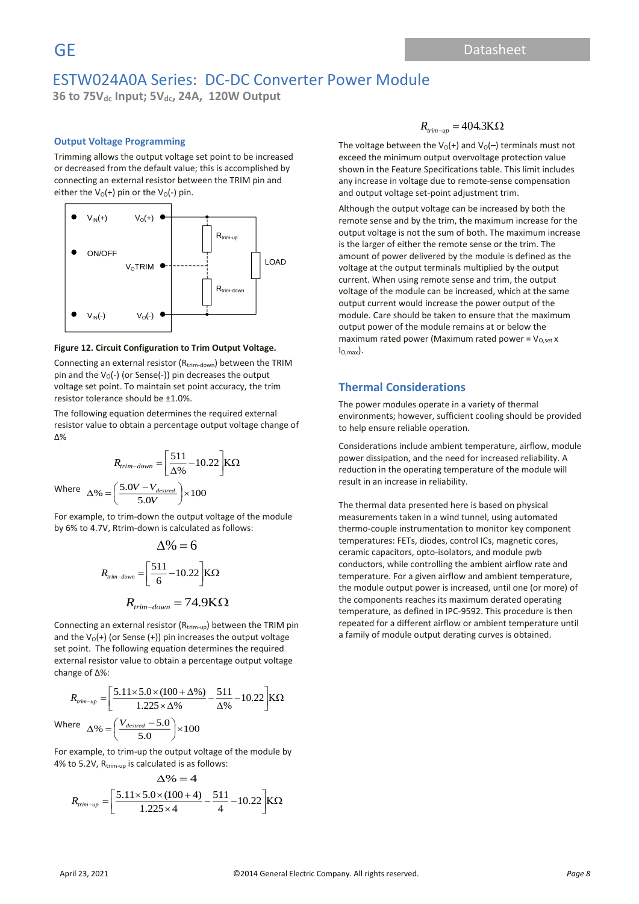## Output Voltage Programming

Trimming allows the output voltage set point to be increased or decreased from the default value; this is accomplished by connecting an external resistor between the TRIM pin and either the $V_O(+)$ pin or the $V_O(-)$ pin.

**Figure 12. Circuit Configuration to Trim Output Voltage.**

Connecting an external resistor ($R_{trim-down}$) between the TRIM pin and the $V_O(-)$ (or Sense(-)) pin decreases the output voltage set point. To maintain set point accuracy, the trim resistor tolerance should be ±1.0%.

The following equation determines the required external resistor value to obtain a percentage output voltage change of Δ%

$$R_{trim-down} = \left[\frac{511}{\Delta\%} - 10.22\right] \text{K}\Omega$$

Where $\Delta\% = \left(\frac{5.0V - V_{desired}}{5.0V}\right) \times 100$

For example, to trim-down the output voltage of the module by 6% to 4.7V, Rtrim-down is calculated as follows:

$$\Delta\% = 6$$

$$R_{trim-down} = \left[\frac{511}{6} - 10.22\right] \text{K}\Omega$$

$$R_{trim-down} = 74.9\text{K}\Omega$$

Connecting an external resistor ($R_{trim-up}$) between the TRIM pin and the $V_O(+)$ (or Sense (+)) pin increases the output voltage set point. The following equation determines the required external resistor value to obtain a percentage output voltage change of Δ%:

$$R_{trim-up} = \left[\frac{5.11 \times 5.0 \times (100 + \Delta\%)}{1.225 \times \Delta\%} - \frac{511}{\Delta\%} - 10.22\right] \text{K}\Omega$$

Where $\Delta\% = \left(\frac{V_{desired} - 5.0}{5.0}\right) \times 100$

For example, to trim-up the output voltage of the module by 4% to 5.2V, $R_{trim-up}$ is calculated is as follows:

$$\Delta\% = 4$$

$$R_{trim-up} = \left[\frac{5.11 \times 5.0 \times (100 + 4)}{1.225 \times 4} - \frac{511}{4} - 10.22\right] \text{K}\Omega$$

$$R_{trim-up} = 404.3\text{K}\Omega$$

The voltage between the $V_O(+)$ and $V_O(–)$ terminals must not exceed the minimum output overvoltage protection value shown in the Feature Specifications table. This limit includes any increase in voltage due to remote-sense compensation and output voltage set-point adjustment trim.

Although the output voltage can be increased by both the remote sense and by the trim, the maximum increase for the output voltage is not the sum of both. The maximum increase is the larger of either the remote sense or the trim. The amount of power delivered by the module is defined as the voltage at the output terminals multiplied by the output current. When using remote sense and trim, the output voltage of the module can be increased, which at the same output current would increase the power output of the module. Care should be taken to ensure that the maximum output power of the module remains at or below the maximum rated power (Maximum rated power = $V_{O,set}$ x $I_{O,max}$).

## Thermal Considerations

The power modules operate in a variety of thermal environments; however, sufficient cooling should be provided to help ensure reliable operation.

Considerations include ambient temperature, airflow, module power dissipation, and the need for increased reliability. A reduction in the operating temperature of the module will result in an increase in reliability.

The thermal data presented here is based on physical measurements taken in a wind tunnel, using automated thermo-couple instrumentation to monitor key component temperatures: FETs, diodes, control ICs, magnetic cores, ceramic capacitors, opto-isolators, and module pwb conductors, while controlling the ambient airflow rate and temperature. For a given airflow and ambient temperature, the module output power is increased, until one (or more) of the components reaches its maximum derated operating temperature, as defined in IPC-9592. This procedure is then repeated for a different airflow or ambient temperature until a family of module output derating curves is obtained.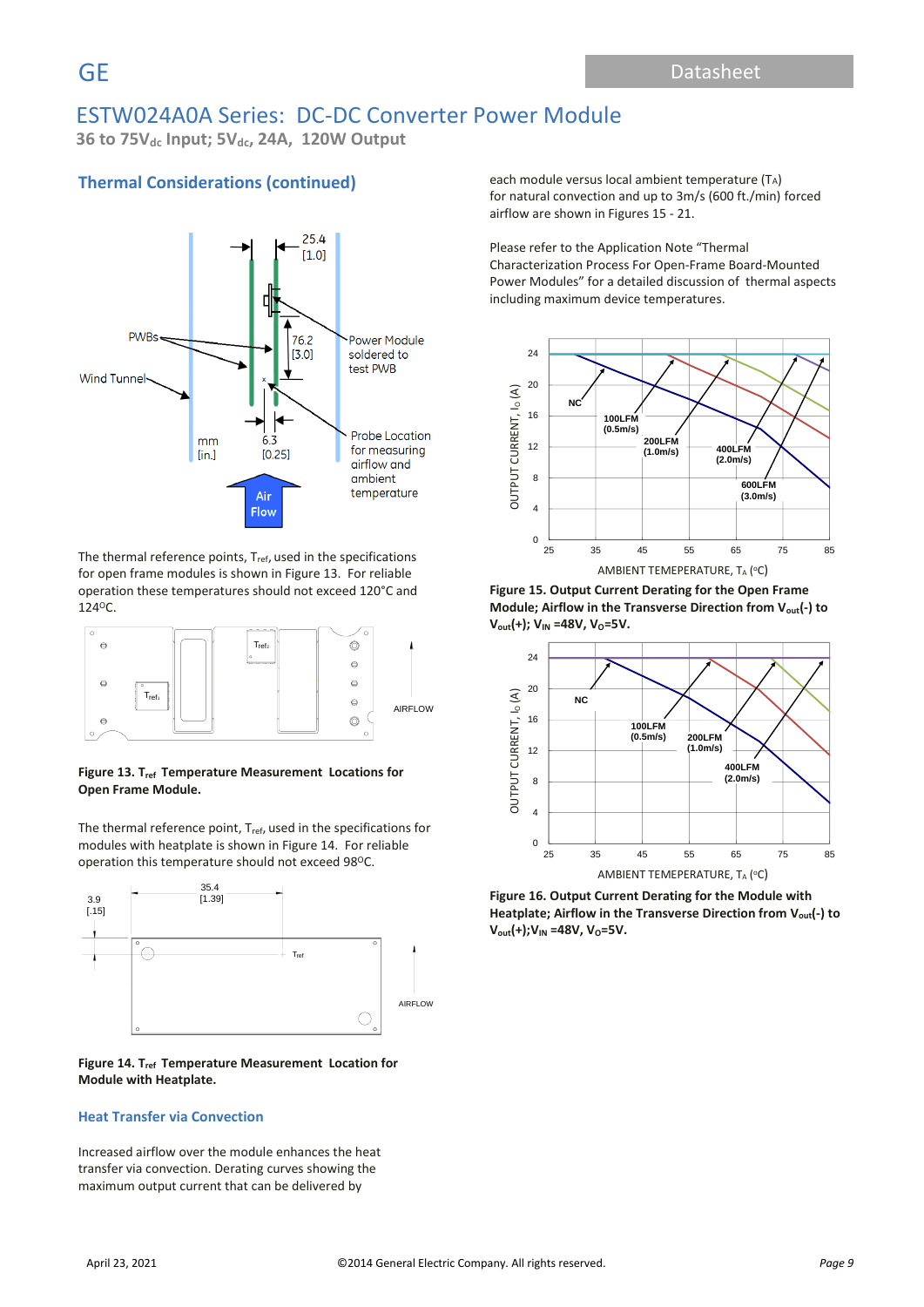## Thermal Considerations (continued)

The thermal reference points, $T_{ref}$, used in the specifications for open frame modules is shown in Figure 13. For reliable operation these temperatures should not exceed 120°C and 124$^{o}$C.

**Figure 13. $T_{ref}$ Temperature Measurement Locations for Open Frame Module.**

The thermal reference point, $T_{ref}$, used in the specifications for modules with heatplate is shown in Figure 14. For reliable operation this temperature should not exceed 98$^{o}$C.

**Figure 14. $T_{ref}$ Temperature Measurement Location for Module with Heatplate.**

### Heat Transfer via Convection

Increased airflow over the module enhances the heat transfer via convection. Derating curves showing the maximum output current that can be delivered by each module versus local ambient temperature ($T_A$) for natural convection and up to 3m/s (600 ft./min) forced airflow are shown in Figures 15 - 21.

Please refer to the Application Note "Thermal Characterization Process For Open-Frame Board-Mounted Power Modules" for a detailed discussion of thermal aspects including maximum device temperatures.

**Figure 15. Output Current Derating for the Open Frame Module; Airflow in the Transverse Direction from $V_{out}$(-) to $V_{out}$(+); $V_{IN}$ =48V, $V_O$=5V.**

**Figure 16. Output Current Derating for the Module with Heatplate; Airflow in the Transverse Direction from $V_{out}$(-) to $V_{out}$(+);$V_{IN}$ =48V, $V_O$=5V.**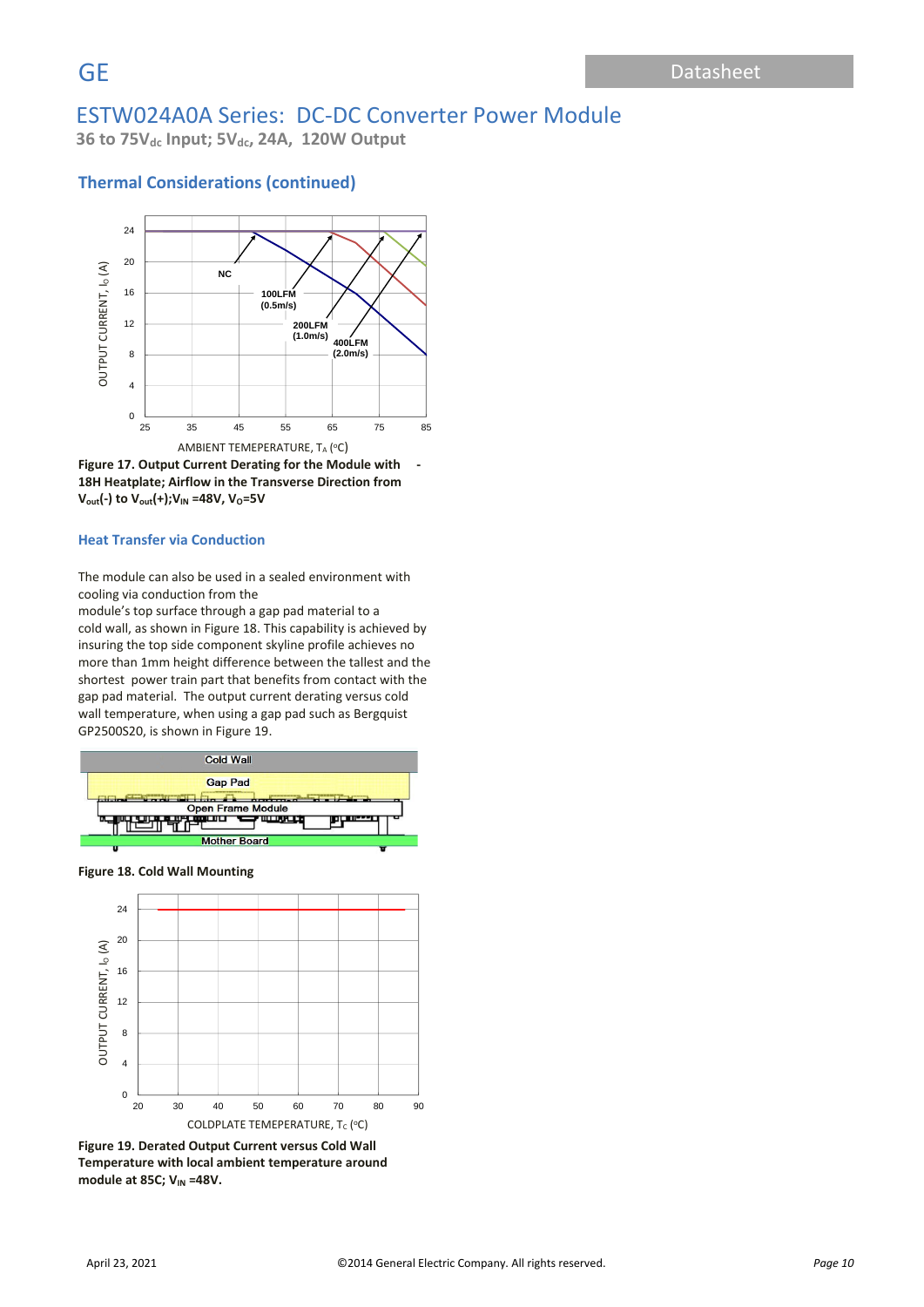## Thermal Considerations (continued)

**Figure 17. Output Current Derating for the Module with -18H Heatplate; Airflow in the Transverse Direction from $V_{out}$(-) to $V_{out}$(+);$V_{IN}$ =48V, $V_O$=5V**

### Heat Transfer via Conduction

The module can also be used in a sealed environment with cooling via conduction from the
module's top surface through a gap pad material to a cold wall, as shown in Figure 18. This capability is achieved by insuring the top side component skyline profile achieves no more than 1mm height difference between the tallest and the shortest power train part that benefits from contact with the gap pad material. The output current derating versus cold wall temperature, when using a gap pad such as Bergquist GP2500S20, is shown in Figure 19.

**Figure 18. Cold Wall Mounting**

**Figure 19. Derated Output Current versus Cold Wall Temperature with local ambient temperature around module at 85C; $V_{IN}$ =48V.**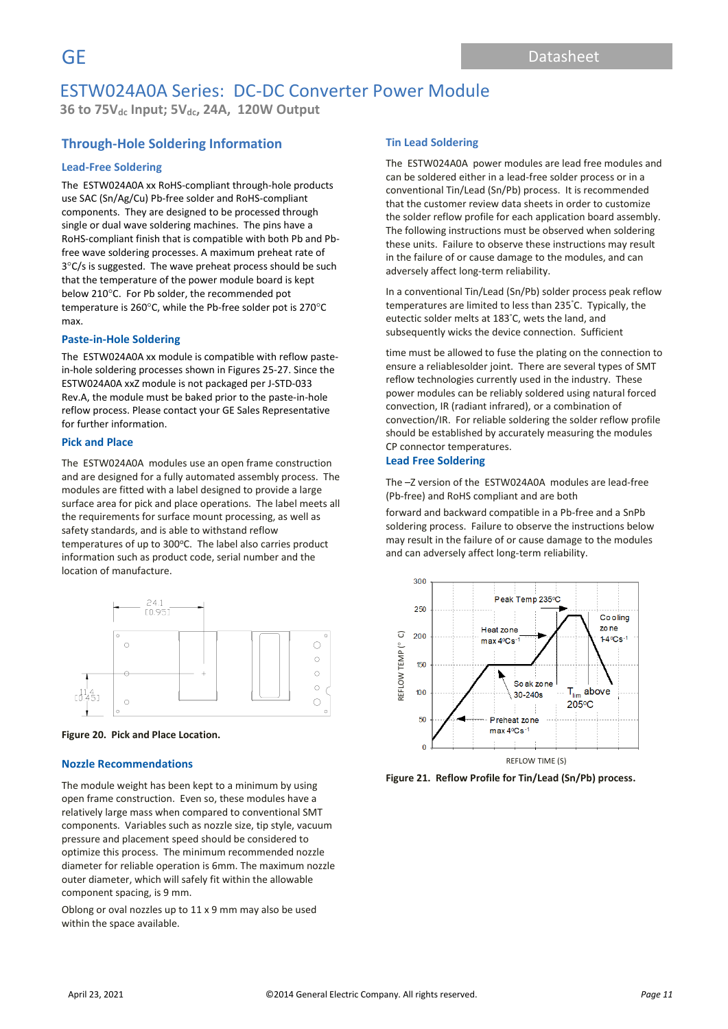## Through-Hole Soldering Information

### Lead-Free Soldering

The ESTW024A0A xx RoHS-compliant through-hole products use SAC (Sn/Ag/Cu) Pb-free solder and RoHS-compliant components. They are designed to be processed through single or dual wave soldering machines. The pins have a RoHS-compliant finish that is compatible with both Pb and Pb-free wave soldering processes. A maximum preheat rate of 3°C/s is suggested. The wave preheat process should be such that the temperature of the power module board is kept below 210°C. For Pb solder, the recommended pot temperature is 260°C, while the Pb-free solder pot is 270°C max.

### Paste-in-Hole Soldering

The ESTW024A0A xx module is compatible with reflow paste-in-hole soldering processes shown in Figures 25-27. Since the ESTW024A0A xxZ module is not packaged per J-STD-033 Rev.A, the module must be baked prior to the paste-in-hole reflow process. Please contact your GE Sales Representative for further information.

### Pick and Place

The ESTW024A0A modules use an open frame construction and are designed for a fully automated assembly process. The modules are fitted with a label designed to provide a large surface area for pick and place operations. The label meets all the requirements for surface mount processing, as well as safety standards, and is able to withstand reflow temperatures of up to 300°C. The label also carries product information such as product code, serial number and the location of manufacture.

**Figure 20. Pick and Place Location.**

### Nozzle Recommendations

The module weight has been kept to a minimum by using open frame construction. Even so, these modules have a relatively large mass when compared to conventional SMT components. Variables such as nozzle size, tip style, vacuum pressure and placement speed should be considered to optimize this process. The minimum recommended nozzle diameter for reliable operation is 6mm. The maximum nozzle outer diameter, which will safely fit within the allowable component spacing, is 9 mm.

Oblong or oval nozzles up to 11 x 9 mm may also be used within the space available.

### Tin Lead Soldering

The ESTW024A0A power modules are lead free modules and can be soldered either in a lead-free solder process or in a conventional Tin/Lead (Sn/Pb) process. It is recommended that the customer review data sheets in order to customize the solder reflow profile for each application board assembly. The following instructions must be observed when soldering these units. Failure to observe these instructions may result in the failure of or cause damage to the modules, and can adversely affect long-term reliability.

In a conventional Tin/Lead (Sn/Pb) solder process peak reflow temperatures are limited to less than 235°C. Typically, the eutectic solder melts at 183°C, wets the land, and subsequently wicks the device connection. Sufficient time must be allowed to fuse the plating on the connection to ensure a reliablesolder joint. There are several types of SMT reflow technologies currently used in the industry. These power modules can be reliably soldered using natural forced convection, IR (radiant infrared), or a combination of convection/IR. For reliable soldering the solder reflow profile should be established by accurately measuring the modules CP connector temperatures.

### Lead Free Soldering

The –Z version of the ESTW024A0A modules are lead-free (Pb-free) and RoHS compliant and are both forward and backward compatible in a Pb-free and a SnPb soldering process. Failure to observe the instructions below may result in the failure of or cause damage to the modules and can adversely affect long-term reliability.

**Figure 21. Reflow Profile for Tin/Lead (Sn/Pb) process.**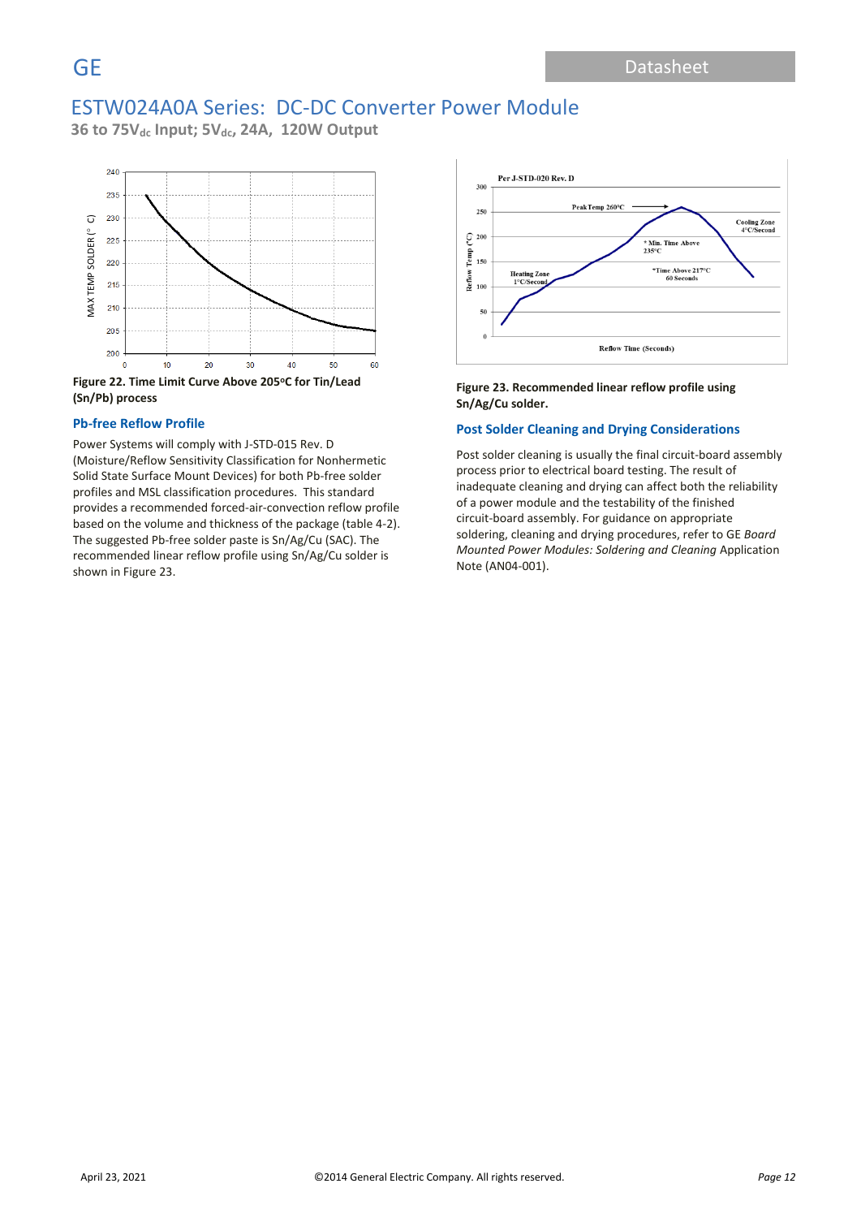Figure 22. Time Limit Curve Above 205°C for Tin/Lead (Sn/Pb) process

### Pb-free Reflow Profile

Power Systems will comply with J-STD-015 Rev. D (Moisture/Reflow Sensitivity Classification for Nonhermetic Solid State Surface Mount Devices) for both Pb-free solder profiles and MSL classification procedures. This standard provides a recommended forced-air-convection reflow profile based on the volume and thickness of the package (table 4-2). The suggested Pb-free solder paste is Sn/Ag/Cu (SAC). The recommended linear reflow profile using Sn/Ag/Cu solder is shown in Figure 23.

Figure 23. Recommended linear reflow profile using Sn/Ag/Cu solder.

### Post Solder Cleaning and Drying Considerations

Post solder cleaning is usually the final circuit-board assembly process prior to electrical board testing. The result of inadequate cleaning and drying can affect both the reliability of a power module and the testability of the finished circuit-board assembly. For guidance on appropriate soldering, cleaning and drying procedures, refer to GE *Board Mounted Power Modules: Soldering and Cleaning* Application Note (AN04-001).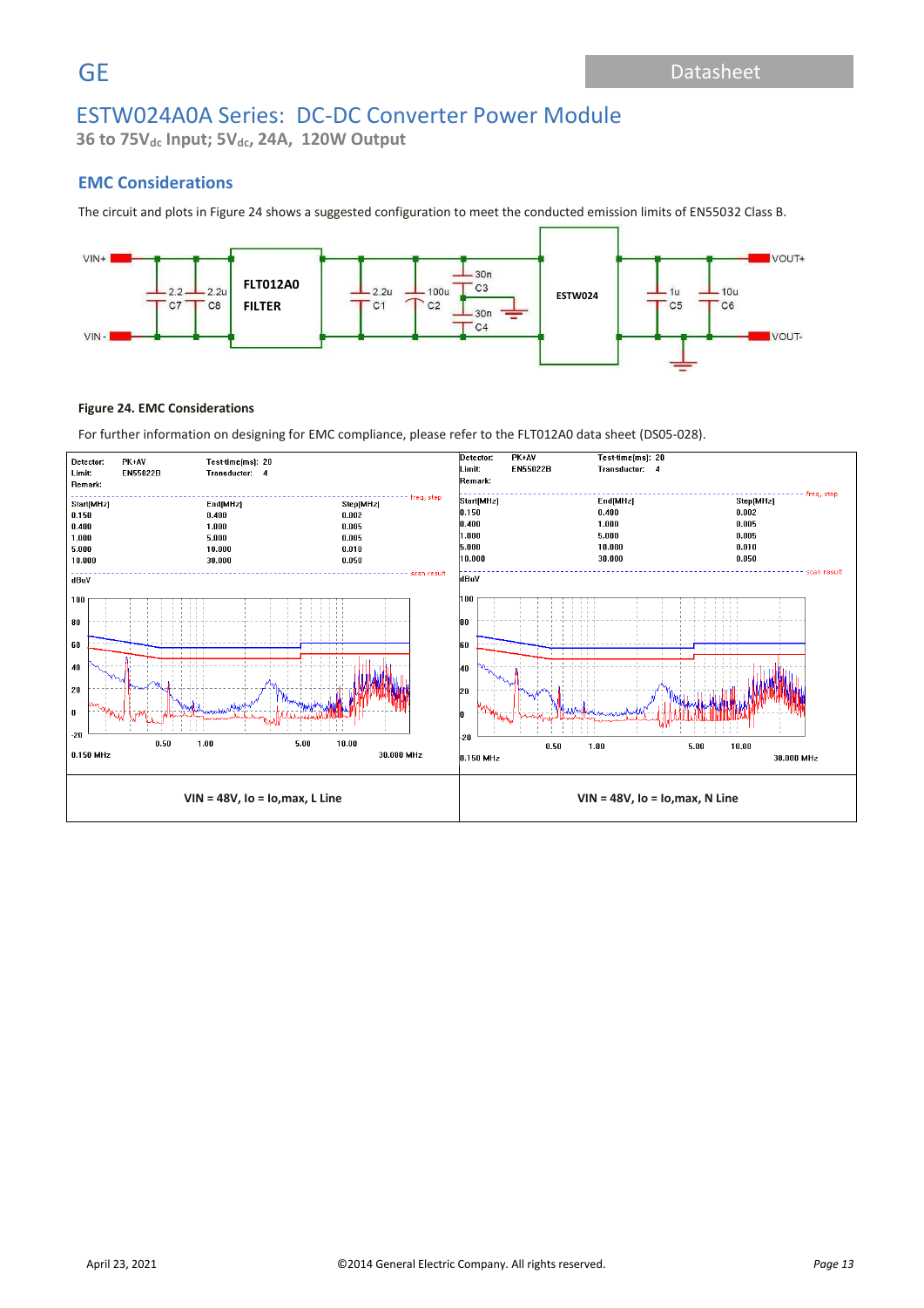## EMC Considerations

The circuit and plots in Figure 24 shows a suggested configuration to meet the conducted emission limits of EN55032 Class B.

**Figure 24. EMC Considerations**

For further information on designing for EMC compliance, please refer to the FLT012A0 data sheet (DS05-028).

| VIN = 48V, Io = Io,max, L Line | VIN = 48V, Io = Io,max, N Line |
|---|---|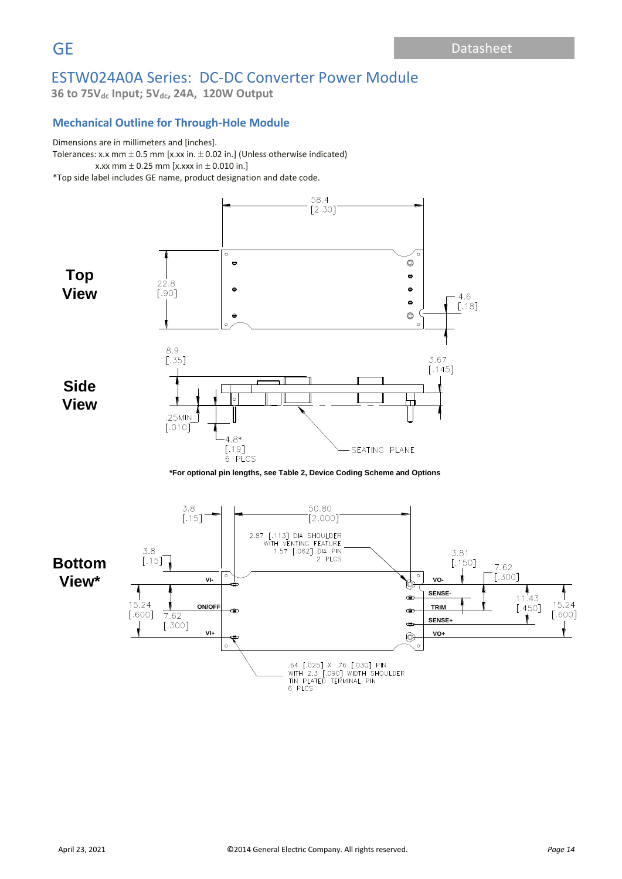GE

# ESTW024A0A Series: DC-DC Converter Power Module

**36 to 75V$_{dc}$ Input; 5V$_{dc}$, 24A, 120W Output**

## Mechanical Outline for Through-Hole Module

Dimensions are in millimeters and [inches].

Tolerances: x.x mm ± 0.5 mm [x.xx in. ± 0.02 in.] (Unless otherwise indicated)

x.xx mm ± 0.25 mm [x.xxx in ± 0.010 in.]

*Top side label includes GE name, product designation and date code.

**Top View**

58.4 [2.30]

22.8 [.90]

4.6 [.18]

**Side View**

8.9 [.35]

3.67 [.145]

.25MIN [.010]

4.8* [.19] 6 PLCS

SEATING PLANE

**\*For optional pin lengths, see Table 2, Device Coding Scheme and Options**

**Bottom View\***

3.8 [.15]

50.80 [2.000]

2.87 [.113] DIA SHOULDER WITH VENTING FEATURE 1.57 [.062] DIA PIN 2 PLCS

3.8 [.15]

3.81 [.150]

7.62 [.300]

VI-

VO-

SENSE-

15.24 [.600]

ON/OFF

7.62 [.300]

TRIM

11.43 [.450]

15.24 [.600]

SENSE+

VI+

VO+

.64 [.025] X .76 [.030] PIN WITH 2.3 [.090] WIDTH SHOULDER TIN PLATED TERMINAL PIN 6 PLCS

April 23, 2021 ©2014 General Electric Company. All rights reserved.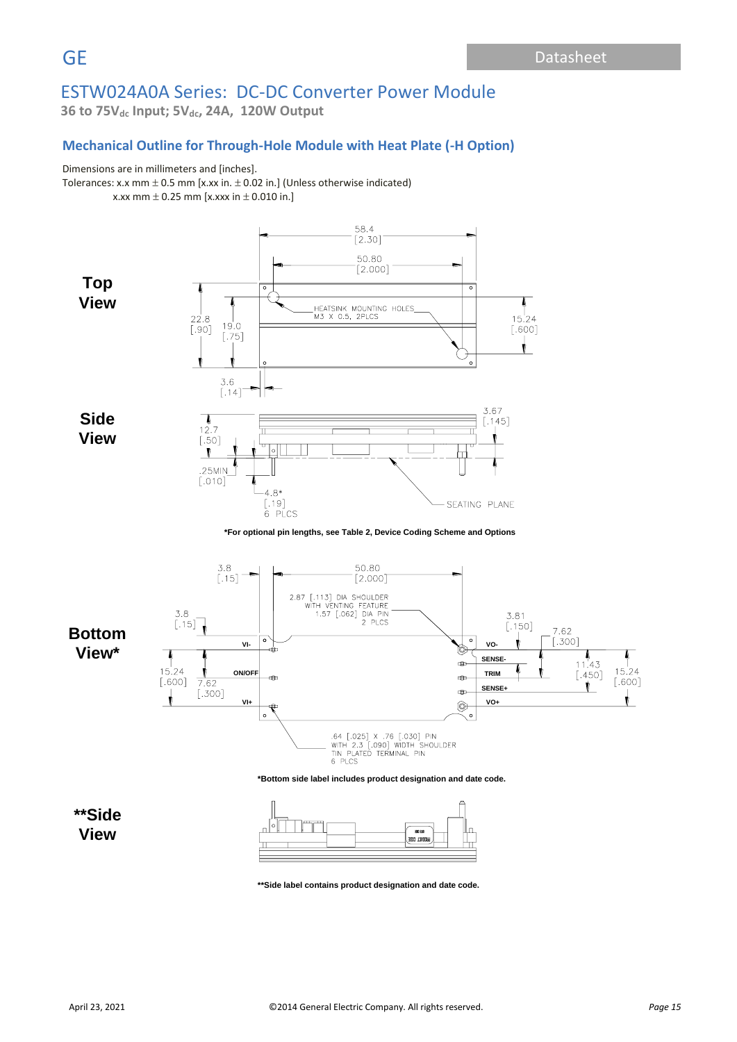# ESTW024A0A Series: DC-DC Converter Power Module

**36 to 75V$_{dc}$ Input; 5V$_{dc}$, 24A, 120W Output**

## Mechanical Outline for Through-Hole Module with Heat Plate (-H Option)

Dimensions are in millimeters and [inches].

Tolerances: x.x mm ± 0.5 mm [x.xx in. ± 0.02 in.] (Unless otherwise indicated)

x.xx mm ± 0.25 mm [x.xxx in ± 0.010 in.]

**Top View**

58.4 [2.30]
50.80 [2.000]
HEATSINK MOUNTING HOLES M3 X 0.5, 2PLCS
22.8 [.90]
19.0 [.75]
15.24 [.600]
3.6 [.14]

**Side View**

12.7 [.50]
3.67 [.145]
.25MIN [.010]
4.8* [.19] 6 PLCS
SEATING PLANE

**\*For optional pin lengths, see Table 2, Device Coding Scheme and Options**

**Bottom View\***

3.8 [.15]
50.80 [2.000]
2.87 [.113] DIA SHOULDER WITH VENTING FEATURE 1.57 [.062] DIA PIN 2 PLCS
3.8 [.15]
3.81 [.150]
7.62 [.300]
VI-
ON/OFF
VI+
VO-
SENSE-
TRIM
SENSE+
VO+
15.24 [.600]
7.62 [.300]
11.43 [.450]
15.24 [.600]
.64 [.025] X .76 [.030] PIN WITH 2.3 [.090] WIDTH SHOULDER TIN PLATED TERMINAL PIN 6 PLCS

**\*Bottom side label includes product designation and date code.**

**\*\*Side View**

**\*\*Side label contains product designation and date code.**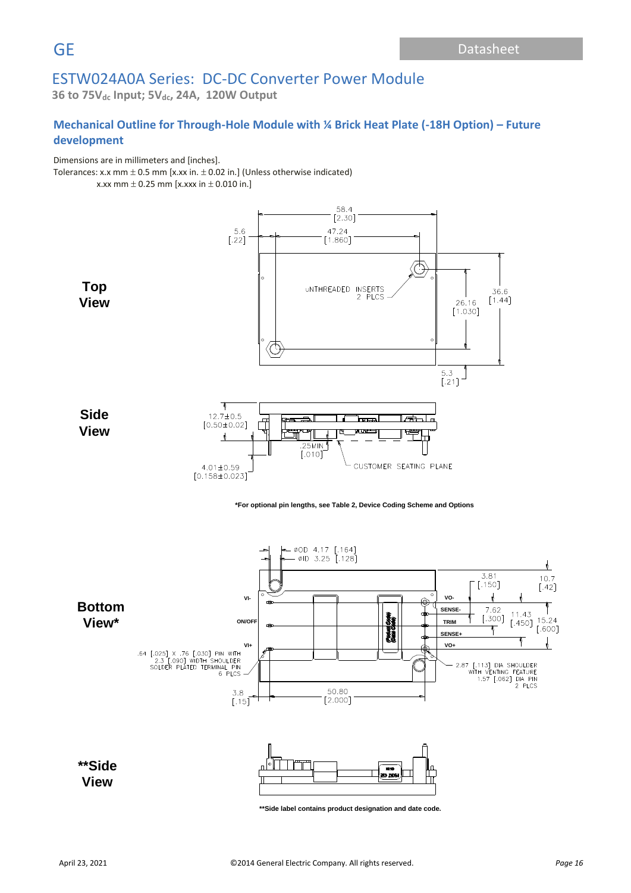## Mechanical Outline for Through-Hole Module with ¼ Brick Heat Plate (-18H Option) – Future development

Dimensions are in millimeters and [inches].

Tolerances: x.x mm ± 0.5 mm [x.xx in. ± 0.02 in.] (Unless otherwise indicated)

x.xx mm ± 0.25 mm [x.xxx in ± 0.010 in.]

**Top View**

**Side View**

*For optional pin lengths, see Table 2, Device Coding Scheme and Options

**Bottom View***

****Side View**

**Side label contains product designation and date code.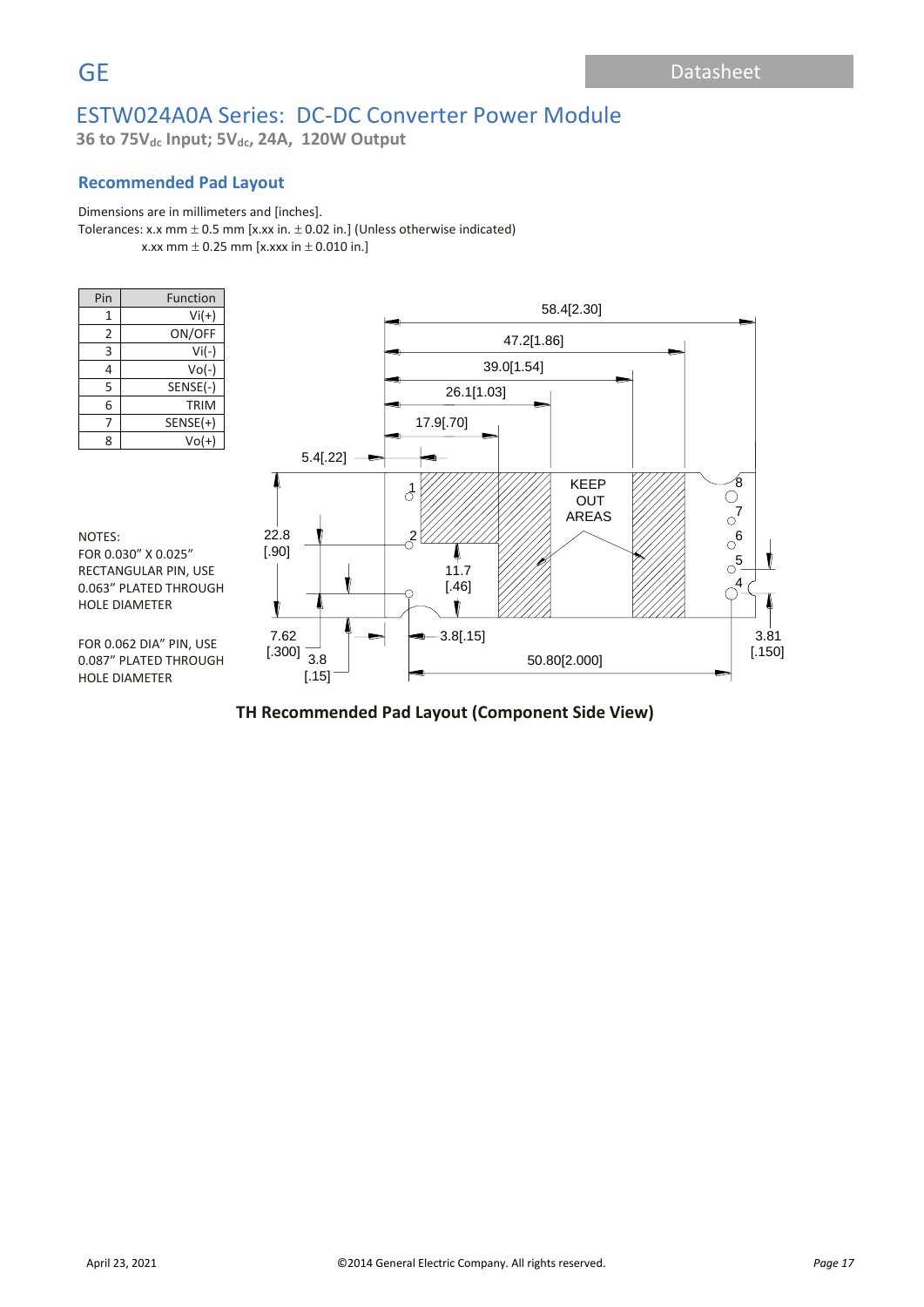# ESTW024A0A Series: DC-DC Converter Power Module

**36 to 75V$_{dc}$ Input; 5V$_{dc}$, 24A, 120W Output**

## Recommended Pad Layout

Dimensions are in millimeters and [inches].

Tolerances: x.x mm ± 0.5 mm [x.xx in. ± 0.02 in.] (Unless otherwise indicated)
x.xx mm ± 0.25 mm [x.xxx in ± 0.010 in.]

| Pin | Function |
|---|---|
| 1 | Vi(+) |
| 2 | ON/OFF |
| 3 | Vi(-) |
| 4 | Vo(-) |
| 5 | SENSE(-) |
| 6 | TRIM |
| 7 | SENSE(+) |
| 8 | Vo(+) |

NOTES:
FOR 0.030" X 0.025" RECTANGULAR PIN, USE 0.063" PLATED THROUGH HOLE DIAMETER

FOR 0.062 DIA" PIN, USE 0.087" PLATED THROUGH HOLE DIAMETER

**TH Recommended Pad Layout (Component Side View)**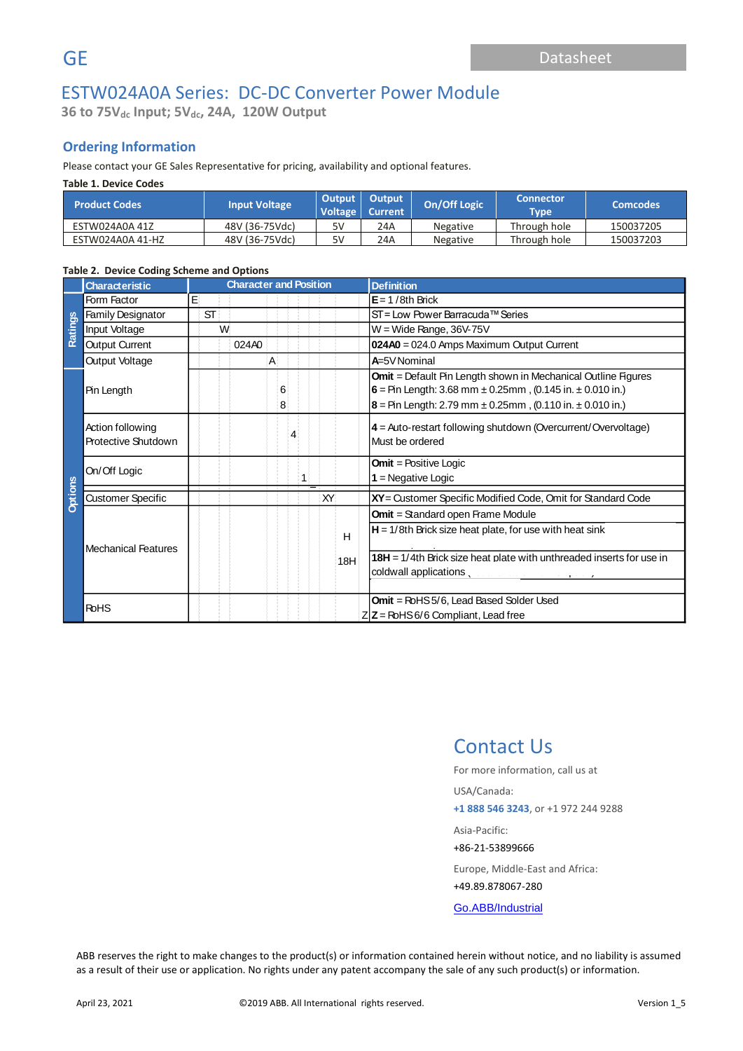GE

Datasheet

# ESTW024A0A Series: DC-DC Converter Power Module

**36 to 75V$_{dc}$ Input; 5V$_{dc}$, 24A, 120W Output**

## Ordering Information

Please contact your GE Sales Representative for pricing, availability and optional features.

**Table 1. Device Codes**

| Product Codes | Input Voltage | Output Voltage | Output Current | On/Off Logic | Connector Type | Comcodes |
|---|---|---|---|---|---|---|
| ESTW024A0A 41Z | 48V (36-75Vdc) | 5V | 24A | Negative | Through hole | 150037205 |
| ESTW024A0A 41-HZ | 48V (36-75Vdc) | 5V | 24A | Negative | Through hole | 150037203 |

**Table 2. Device Coding Scheme and Options**

| | Characteristic | Character and Position | Definition |
|---|---|---|---|
| Ratings | Form Factor | E | **E** = 1/8th Brick |
| | Family Designator | ST | ST = Low Power Barracuda™ Series |
| | Input Voltage | W | W = Wide Range, 36V-75V |
| | Output Current | 024A0 | **024A0** = 024.0 Amps Maximum Output Current |
| | Output Voltage | A | **A**=5V Nominal |
| Options | Pin Length | 6<br>8 | **Omit** = Default Pin Length shown in Mechanical Outline Figures<br>**6** = Pin Length: 3.68 mm ± 0.25mm , (0.145 in. ± 0.010 in.)<br>**8** = Pin Length: 2.79 mm ± 0.25mm , (0.110 in. ± 0.010 in.) |
| | Action following Protective Shutdown | 4 | **4** = Auto-restart following shutdown (Overcurrent/Overvoltage) Must be ordered |
| | On/Off Logic | 1 | **Omit** = Positive Logic<br>**1** = Negative Logic |
| | Customer Specific | XY | **XY** = Customer Specific Modified Code, Omit for Standard Code |
| | Mechanical Features | H<br>18H | **Omit** = Standard open Frame Module<br>**H** = 1/8th Brick size heat plate, for use with heat sink<br>**18H** = 1/4th Brick size heat plate with unthreaded inserts for use in coldwall applications |
| | RoHS | Z | **Omit** = RoHS 5/6, Lead Based Solder Used<br>**Z** = RoHS 6/6 Compliant, Lead free |

## Contact Us

For more information, call us at

USA/Canada:

**+1 888 546 3243**, or +1 972 244 9288

Asia-Pacific:

+86-21-53899666

Europe, Middle-East and Africa:

+49.89.878067-280

Go.ABB/Industrial

ABB reserves the right to make changes to the product(s) or information contained herein without notice, and no liability is assumed as a result of their use or application. No rights under any patent accompany the sale of any such product(s) or information.

April 23, 2021 ©2019 ABB. All International rights reserved. Version 1_5